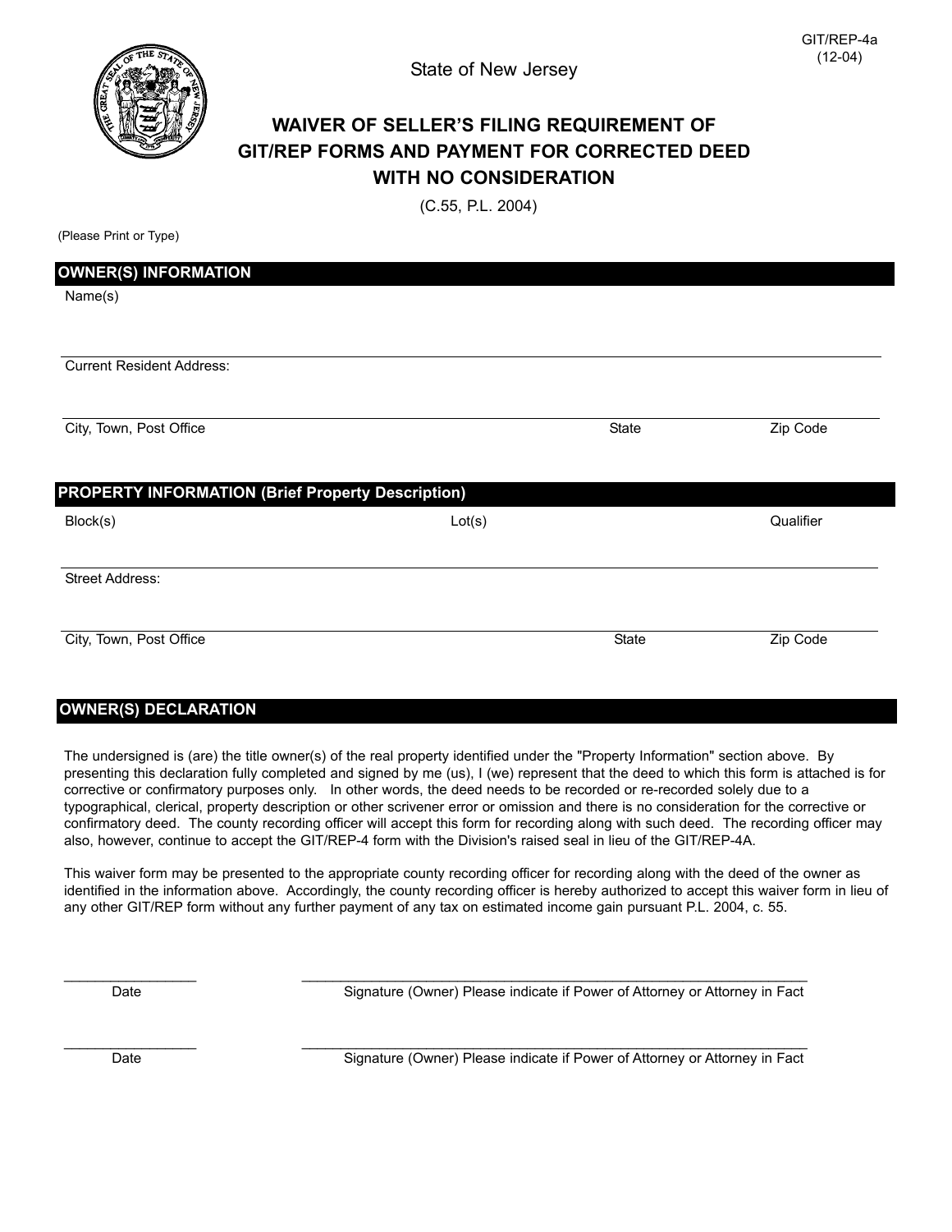GIT/REP-4a
(12-04)

State of New Jersey

# WAIVER OF SELLER'S FILING REQUIREMENT OF GIT/REP FORMS AND PAYMENT FOR CORRECTED DEED WITH NO CONSIDERATION

(C.55, P.L. 2004)

(Please Print or Type)

## OWNER(S) INFORMATION

Name(s)

Current Resident Address:

| City, Town, Post Office | State | Zip Code |
|---|---|---|
| | | |

## PROPERTY INFORMATION (Brief Property Description)

| Block(s) | Lot(s) | Qualifier |
|---|---|---|
| | | |

Street Address:

| City, Town, Post Office | State | Zip Code |
|---|---|---|
| | | |

## OWNER(S) DECLARATION

The undersigned is (are) the title owner(s) of the real property identified under the "Property Information" section above. By presenting this declaration fully completed and signed by me (us), I (we) represent that the deed to which this form is attached is for corrective or confirmatory purposes only. In other words, the deed needs to be recorded or re-recorded solely due to a typographical, clerical, property description or other scrivener error or omission and there is no consideration for the corrective or confirmatory deed. The county recording officer will accept this form for recording along with such deed. The recording officer may also, however, continue to accept the GIT/REP-4 form with the Division's raised seal in lieu of the GIT/REP-4A.

This waiver form may be presented to the appropriate county recording officer for recording along with the deed of the owner as identified in the information above. Accordingly, the county recording officer is hereby authorized to accept this waiver form in lieu of any other GIT/REP form without any further payment of any tax on estimated income gain pursuant P.L. 2004, c. 55.

_________________ Date

_________________________________________ Signature (Owner) Please indicate if Power of Attorney or Attorney in Fact

_________________ Date

_________________________________________ Signature (Owner) Please indicate if Power of Attorney or Attorney in Fact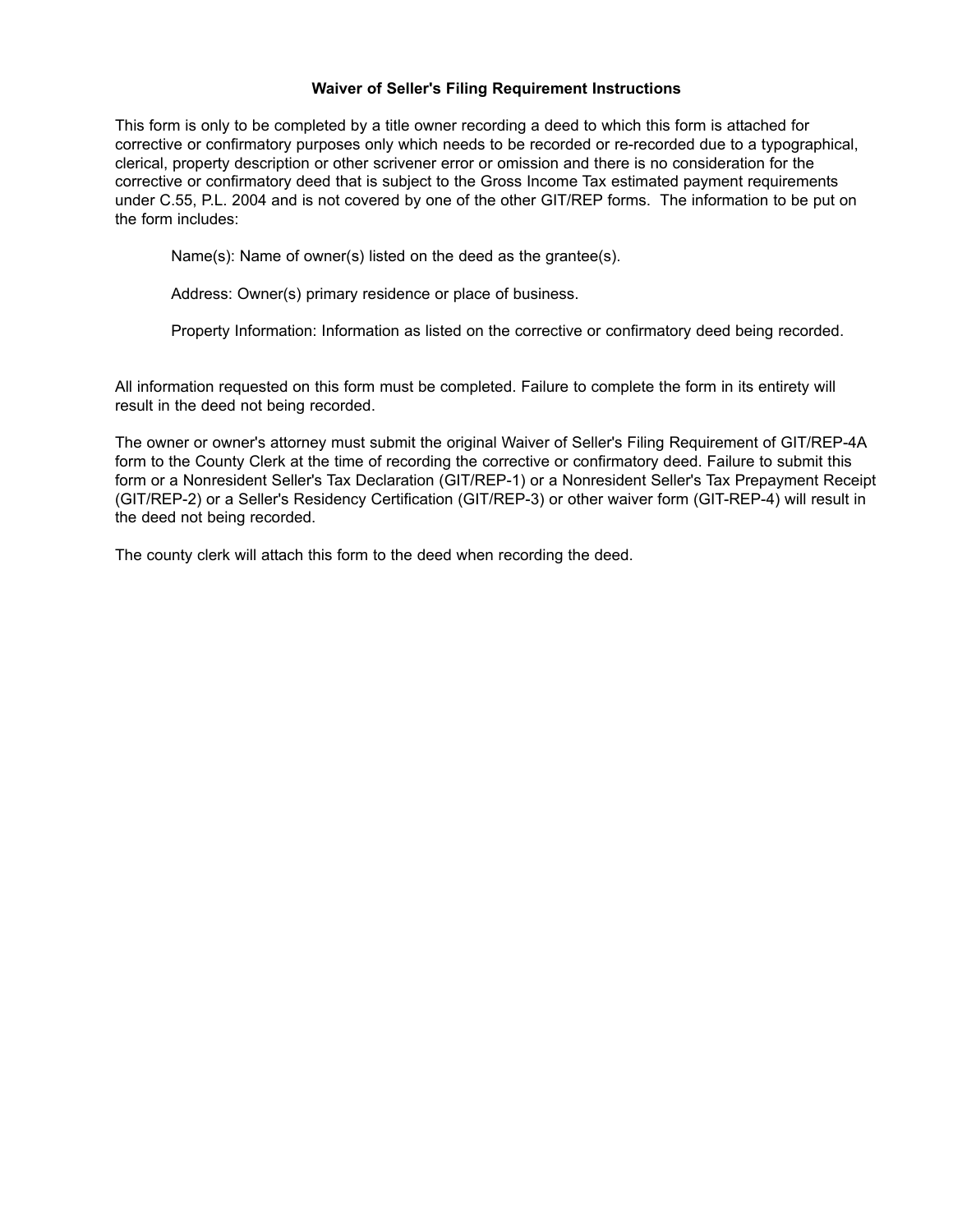**Waiver of Seller's Filing Requirement Instructions**

This form is only to be completed by a title owner recording a deed to which this form is attached for corrective or confirmatory purposes only which needs to be recorded or re-recorded due to a typographical, clerical, property description or other scrivener error or omission and there is no consideration for the corrective or confirmatory deed that is subject to the Gross Income Tax estimated payment requirements under C.55, P.L. 2004 and is not covered by one of the other GIT/REP forms. The information to be put on the form includes:

> Name(s): Name of owner(s) listed on the deed as the grantee(s).
>
> Address: Owner(s) primary residence or place of business.
>
> Property Information: Information as listed on the corrective or confirmatory deed being recorded.

All information requested on this form must be completed. Failure to complete the form in its entirety will result in the deed not being recorded.

The owner or owner's attorney must submit the original Waiver of Seller's Filing Requirement of GIT/REP-4A form to the County Clerk at the time of recording the corrective or confirmatory deed. Failure to submit this form or a Nonresident Seller's Tax Declaration (GIT/REP-1) or a Nonresident Seller's Tax Prepayment Receipt (GIT/REP-2) or a Seller's Residency Certification (GIT/REP-3) or other waiver form (GIT-REP-4) will result in the deed not being recorded.

The county clerk will attach this form to the deed when recording the deed.